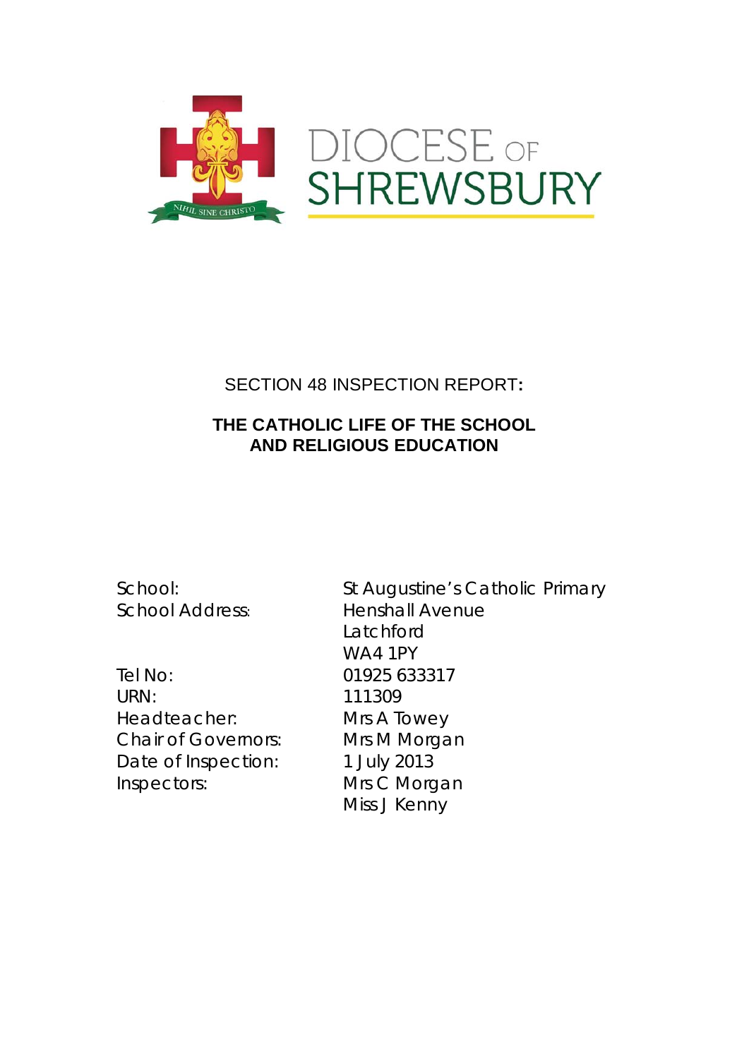DIOCESE OF SHREWSBURY

NIHIL SINE CHRISTO

# SECTION 48 INSPECTION REPORT:

## THE CATHOLIC LIFE OF THE SCHOOL AND RELIGIOUS EDUCATION

| | |
|---|---|
| School: | St Augustine's Catholic Primary |
| School Address: | Henshall Avenue<br>Latchford<br>WA4 1PY |
| Tel No: | 01925 633317 |
| URN: | 111309 |
| Headteacher: | Mrs A Towey |
| Chair of Governors: | Mrs M Morgan |
| Date of Inspection: | 1 July 2013 |
| Inspectors: | Mrs C Morgan<br>Miss J Kenny |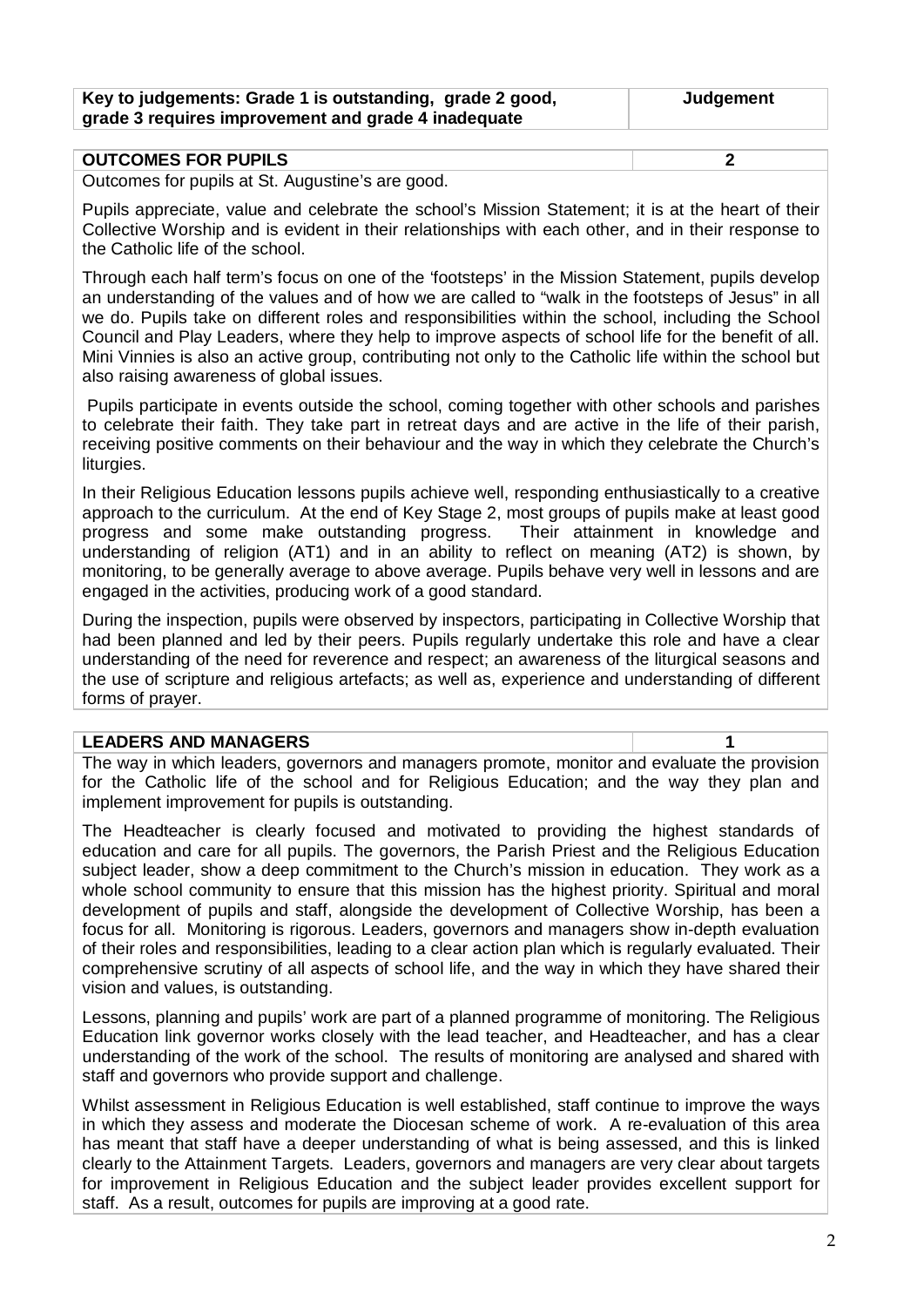| Key to judgements: Grade 1 is outstanding, grade 2 good, grade 3 requires improvement and grade 4 inadequate | Judgement |
| --- | --- |

| **OUTCOMES FOR PUPILS** | **2** |
| --- | --- |

Outcomes for pupils at St. Augustine's are good.

Pupils appreciate, value and celebrate the school's Mission Statement; it is at the heart of their Collective Worship and is evident in their relationships with each other, and in their response to the Catholic life of the school.

Through each half term's focus on one of the 'footsteps' in the Mission Statement, pupils develop an understanding of the values and of how we are called to "walk in the footsteps of Jesus" in all we do. Pupils take on different roles and responsibilities within the school, including the School Council and Play Leaders, where they help to improve aspects of school life for the benefit of all. Mini Vinnies is also an active group, contributing not only to the Catholic life within the school but also raising awareness of global issues.

Pupils participate in events outside the school, coming together with other schools and parishes to celebrate their faith. They take part in retreat days and are active in the life of their parish, receiving positive comments on their behaviour and the way in which they celebrate the Church's liturgies.

In their Religious Education lessons pupils achieve well, responding enthusiastically to a creative approach to the curriculum. At the end of Key Stage 2, most groups of pupils make at least good progress and some make outstanding progress. Their attainment in knowledge and understanding of religion (AT1) and in an ability to reflect on meaning (AT2) is shown, by monitoring, to be generally average to above average. Pupils behave very well in lessons and are engaged in the activities, producing work of a good standard.

During the inspection, pupils were observed by inspectors, participating in Collective Worship that had been planned and led by their peers. Pupils regularly undertake this role and have a clear understanding of the need for reverence and respect; an awareness of the liturgical seasons and the use of scripture and religious artefacts; as well as, experience and understanding of different forms of prayer.

| **LEADERS AND MANAGERS** | **1** |
| --- | --- |

The way in which leaders, governors and managers promote, monitor and evaluate the provision for the Catholic life of the school and for Religious Education; and the way they plan and implement improvement for pupils is outstanding.

The Headteacher is clearly focused and motivated to providing the highest standards of education and care for all pupils. The governors, the Parish Priest and the Religious Education subject leader, show a deep commitment to the Church's mission in education. They work as a whole school community to ensure that this mission has the highest priority. Spiritual and moral development of pupils and staff, alongside the development of Collective Worship, has been a focus for all. Monitoring is rigorous. Leaders, governors and managers show in-depth evaluation of their roles and responsibilities, leading to a clear action plan which is regularly evaluated. Their comprehensive scrutiny of all aspects of school life, and the way in which they have shared their vision and values, is outstanding.

Lessons, planning and pupils' work are part of a planned programme of monitoring. The Religious Education link governor works closely with the lead teacher, and Headteacher, and has a clear understanding of the work of the school. The results of monitoring are analysed and shared with staff and governors who provide support and challenge.

Whilst assessment in Religious Education is well established, staff continue to improve the ways in which they assess and moderate the Diocesan scheme of work. A re-evaluation of this area has meant that staff have a deeper understanding of what is being assessed, and this is linked clearly to the Attainment Targets. Leaders, governors and managers are very clear about targets for improvement in Religious Education and the subject leader provides excellent support for staff. As a result, outcomes for pupils are improving at a good rate.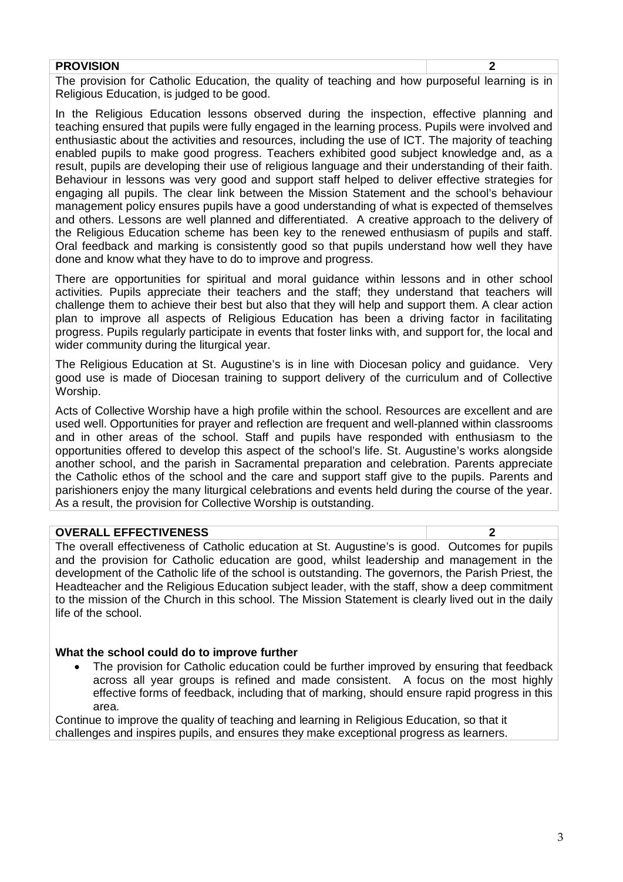| PROVISION | 2 |
|---|---|

The provision for Catholic Education, the quality of teaching and how purposeful learning is in Religious Education, is judged to be good.

In the Religious Education lessons observed during the inspection, effective planning and teaching ensured that pupils were fully engaged in the learning process. Pupils were involved and enthusiastic about the activities and resources, including the use of ICT. The majority of teaching enabled pupils to make good progress. Teachers exhibited good subject knowledge and, as a result, pupils are developing their use of religious language and their understanding of their faith. Behaviour in lessons was very good and support staff helped to deliver effective strategies for engaging all pupils. The clear link between the Mission Statement and the school's behaviour management policy ensures pupils have a good understanding of what is expected of themselves and others. Lessons are well planned and differentiated. A creative approach to the delivery of the Religious Education scheme has been key to the renewed enthusiasm of pupils and staff. Oral feedback and marking is consistently good so that pupils understand how well they have done and know what they have to do to improve and progress.

There are opportunities for spiritual and moral guidance within lessons and in other school activities. Pupils appreciate their teachers and the staff; they understand that teachers will challenge them to achieve their best but also that they will help and support them. A clear action plan to improve all aspects of Religious Education has been a driving factor in facilitating progress. Pupils regularly participate in events that foster links with, and support for, the local and wider community during the liturgical year.

The Religious Education at St. Augustine's is in line with Diocesan policy and guidance. Very good use is made of Diocesan training to support delivery of the curriculum and of Collective Worship.

Acts of Collective Worship have a high profile within the school. Resources are excellent and are used well. Opportunities for prayer and reflection are frequent and well-planned within classrooms and in other areas of the school. Staff and pupils have responded with enthusiasm to the opportunities offered to develop this aspect of the school's life. St. Augustine's works alongside another school, and the parish in Sacramental preparation and celebration. Parents appreciate the Catholic ethos of the school and the care and support staff give to the pupils. Parents and parishioners enjoy the many liturgical celebrations and events held during the course of the year. As a result, the provision for Collective Worship is outstanding.

| OVERALL EFFECTIVENESS | 2 |
|---|---|

The overall effectiveness of Catholic education at St. Augustine's is good. Outcomes for pupils and the provision for Catholic education are good, whilst leadership and management in the development of the Catholic life of the school is outstanding. The governors, the Parish Priest, the Headteacher and the Religious Education subject leader, with the staff, show a deep commitment to the mission of the Church in this school. The Mission Statement is clearly lived out in the daily life of the school.

**What the school could do to improve further**

- The provision for Catholic education could be further improved by ensuring that feedback across all year groups is refined and made consistent. A focus on the most highly effective forms of feedback, including that of marking, should ensure rapid progress in this area.

Continue to improve the quality of teaching and learning in Religious Education, so that it challenges and inspires pupils, and ensures they make exceptional progress as learners.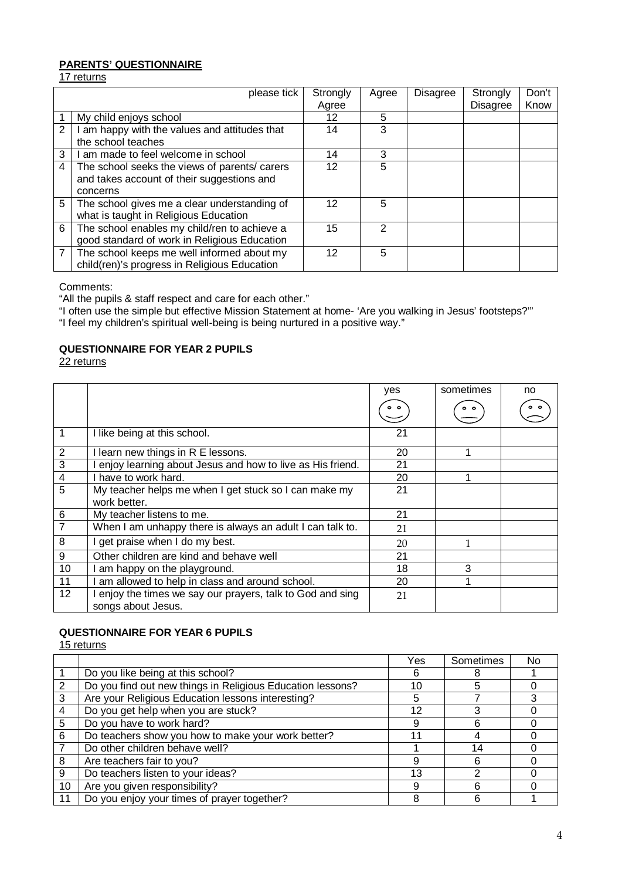**PARENTS' QUESTIONNAIRE**

17 returns

| | please tick | Strongly Agree | Agree | Disagree | Strongly Disagree | Don't Know |
|---|---|---|---|---|---|---|
| 1 | My child enjoys school | 12 | 5 | | | |
| 2 | I am happy with the values and attitudes that the school teaches | 14 | 3 | | | |
| 3 | I am made to feel welcome in school | 14 | 3 | | | |
| 4 | The school seeks the views of parents/ carers and takes account of their suggestions and concerns | 12 | 5 | | | |
| 5 | The school gives me a clear understanding of what is taught in Religious Education | 12 | 5 | | | |
| 6 | The school enables my child/ren to achieve a good standard of work in Religious Education | 15 | 2 | | | |
| 7 | The school keeps me well informed about my child(ren)'s progress in Religious Education | 12 | 5 | | | |

Comments:

"All the pupils & staff respect and care for each other."

"I often use the simple but effective Mission Statement at home- 'Are you walking in Jesus' footsteps?'"

"I feel my children's spiritual well-being is being nurtured in a positive way."

**QUESTIONNAIRE FOR YEAR 2 PUPILS**

22 returns

| | | yes | sometimes | no |
|---|---|---|---|---|
| 1 | I like being at this school. | 21 | | |
| 2 | I learn new things in R E lessons. | 20 | 1 | |
| 3 | I enjoy learning about Jesus and how to live as His friend. | 21 | | |
| 4 | I have to work hard. | 20 | 1 | |
| 5 | My teacher helps me when I get stuck so I can make my work better. | 21 | | |
| 6 | My teacher listens to me. | 21 | | |
| 7 | When I am unhappy there is always an adult I can talk to. | 21 | | |
| 8 | I get praise when I do my best. | 20 | 1 | |
| 9 | Other children are kind and behave well | 21 | | |
| 10 | I am happy on the playground. | 18 | 3 | |
| 11 | I am allowed to help in class and around school. | 20 | 1 | |
| 12 | I enjoy the times we say our prayers, talk to God and sing songs about Jesus. | 21 | | |

**QUESTIONNAIRE FOR YEAR 6 PUPILS**

15 returns

| | | Yes | Sometimes | No |
|---|---|---|---|---|
| 1 | Do you like being at this school? | 6 | 8 | 1 |
| 2 | Do you find out new things in Religious Education lessons? | 10 | 5 | 0 |
| 3 | Are your Religious Education lessons interesting? | 5 | 7 | 3 |
| 4 | Do you get help when you are stuck? | 12 | 3 | 0 |
| 5 | Do you have to work hard? | 9 | 6 | 0 |
| 6 | Do teachers show you how to make your work better? | 11 | 4 | 0 |
| 7 | Do other children behave well? | 1 | 14 | 0 |
| 8 | Are teachers fair to you? | 9 | 6 | 0 |
| 9 | Do teachers listen to your ideas? | 13 | 2 | 0 |
| 10 | Are you given responsibility? | 9 | 6 | 0 |
| 11 | Do you enjoy your times of prayer together? | 8 | 6 | 1 |